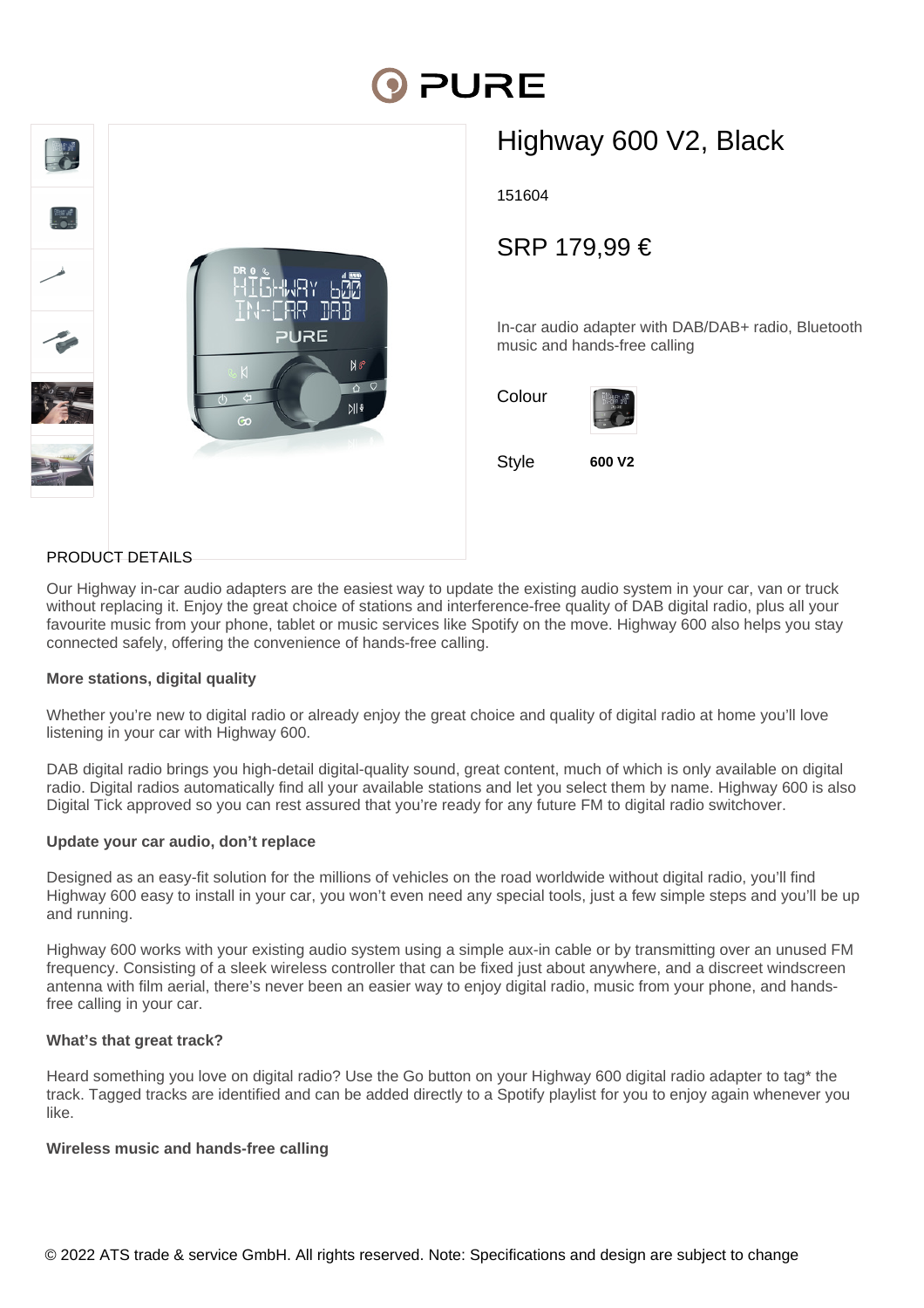# Highway 600 V2, Black

151604

SRP 179,99 €

In-car audio adapter with DAB/DAB+ radio, Bluetooth music and hands-free calling

Colour

Style **600 V2**

## PRODUCT DETAILS

Our Highway in-car audio adapters are the easiest way to update the existing audio system in your car, van or truck without replacing it. Enjoy the great choice of stations and interference-free quality of DAB digital radio, plus all your favourite music from your phone, tablet or music services like Spotify on the move. Highway 600 also helps you stay connected safely, offering the convenience of hands-free calling.

**More stations, digital quality**

Whether you're new to digital radio or already enjoy the great choice and quality of digital radio at home you'll love listening in your car with Highway 600.

DAB digital radio brings you high-detail digital-quality sound, great content, much of which is only available on digital radio. Digital radios automatically find all your available stations and let you select them by name. Highway 600 is also Digital Tick approved so you can rest assured that you're ready for any future FM to digital radio switchover.

**Update your car audio, don't replace**

Designed as an easy-fit solution for the millions of vehicles on the road worldwide without digital radio, you'll find Highway 600 easy to install in your car, you won't even need any special tools, just a few simple steps and you'll be up and running.

Highway 600 works with your existing audio system using a simple aux-in cable or by transmitting over an unused FM frequency. Consisting of a sleek wireless controller that can be fixed just about anywhere, and a discreet windscreen antenna with film aerial, there's never been an easier way to enjoy digital radio, music from your phone, and hands-free calling in your car.

**What's that great track?**

Heard something you love on digital radio? Use the Go button on your Highway 600 digital radio adapter to tag* the track. Tagged tracks are identified and can be added directly to a Spotify playlist for you to enjoy again whenever you like.

**Wireless music and hands-free calling**

© 2022 ATS trade & service GmbH. All rights reserved. Note: Specifications and design are subject to change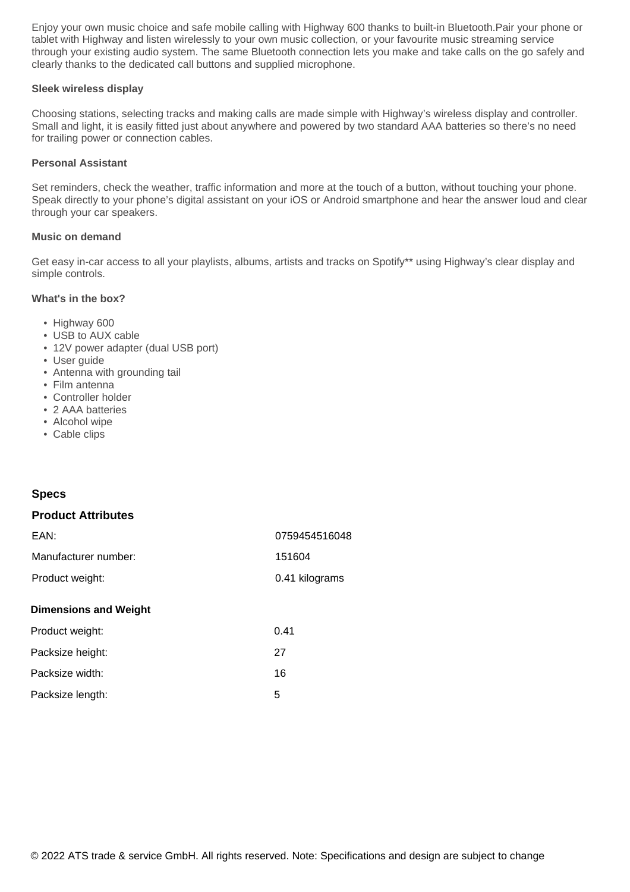Enjoy your own music choice and safe mobile calling with Highway 600 thanks to built-in Bluetooth.Pair your phone or tablet with Highway and listen wirelessly to your own music collection, or your favourite music streaming service through your existing audio system. The same Bluetooth connection lets you make and take calls on the go safely and clearly thanks to the dedicated call buttons and supplied microphone.

**Sleek wireless display**

Choosing stations, selecting tracks and making calls are made simple with Highway's wireless display and controller. Small and light, it is easily fitted just about anywhere and powered by two standard AAA batteries so there's no need for trailing power or connection cables.

**Personal Assistant**

Set reminders, check the weather, traffic information and more at the touch of a button, without touching your phone. Speak directly to your phone's digital assistant on your iOS or Android smartphone and hear the answer loud and clear through your car speakers.

**Music on demand**

Get easy in-car access to all your playlists, albums, artists and tracks on Spotify** using Highway's clear display and simple controls.

**What's in the box?**

- Highway 600
- USB to AUX cable
- 12V power adapter (dual USB port)
- User guide
- Antenna with grounding tail
- Film antenna
- Controller holder
- 2 AAA batteries
- Alcohol wipe
- Cable clips

## Specs

### Product Attributes

| | |
|---|---|
| EAN: | 0759454516048 |
| Manufacturer number: | 151604 |
| Product weight: | 0.41 kilograms |

### Dimensions and Weight

| | |
|---|---|
| Product weight: | 0.41 |
| Packsize height: | 27 |
| Packsize width: | 16 |
| Packsize length: | 5 |

© 2022 ATS trade & service GmbH. All rights reserved. Note: Specifications and design are subject to change